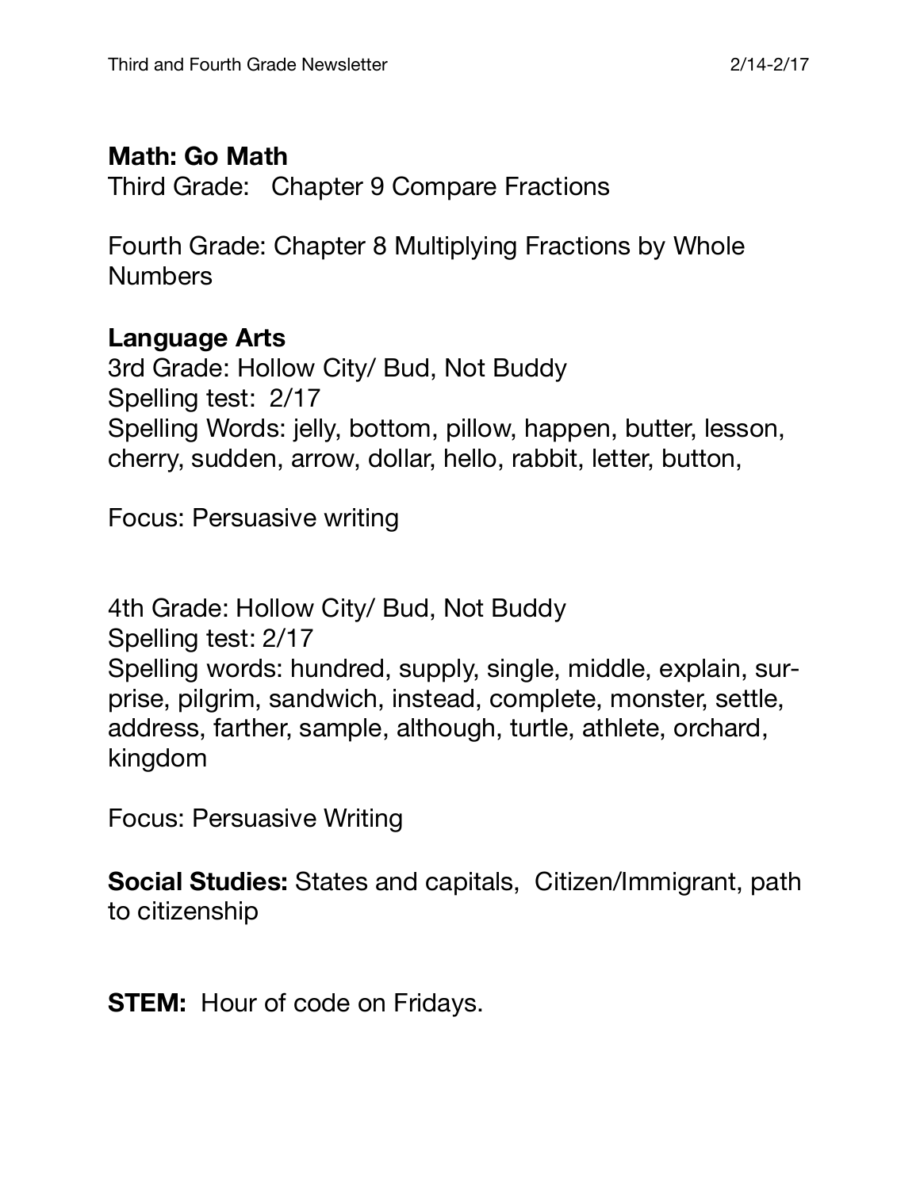**Math: Go Math**

Third Grade: Chapter 9 Compare Fractions

Fourth Grade: Chapter 8 Multiplying Fractions by Whole Numbers

**Language Arts**

3rd Grade: Hollow City/ Bud, Not Buddy
Spelling test: 2/17
Spelling Words: jelly, bottom, pillow, happen, butter, lesson, cherry, sudden, arrow, dollar, hello, rabbit, letter, button,

Focus: Persuasive writing

4th Grade: Hollow City/ Bud, Not Buddy
Spelling test: 2/17
Spelling words: hundred, supply, single, middle, explain, surprise, pilgrim, sandwich, instead, complete, monster, settle, address, farther, sample, although, turtle, athlete, orchard, kingdom

Focus: Persuasive Writing

**Social Studies:** States and capitals, Citizen/Immigrant, path to citizenship

**STEM:** Hour of code on Fridays.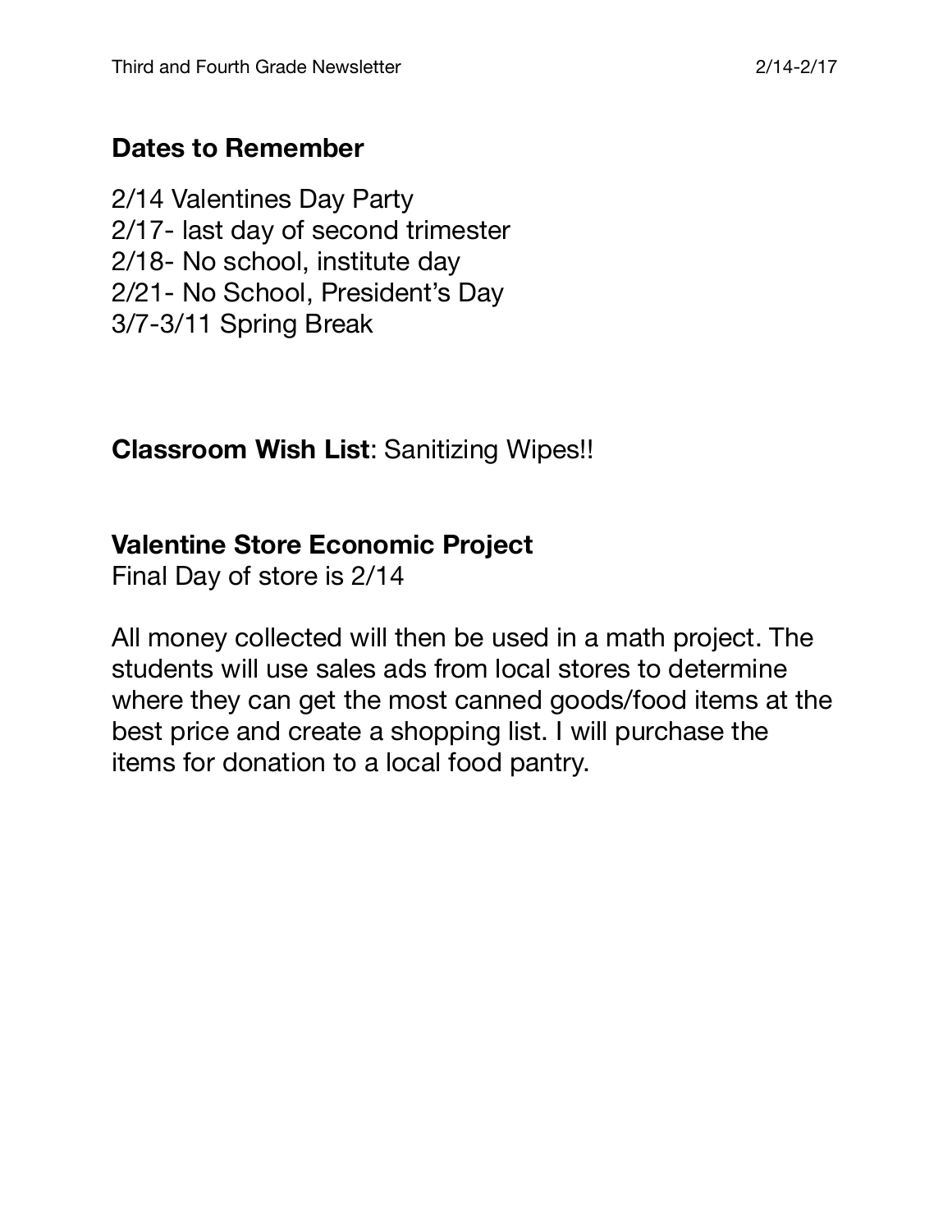## Dates to Remember

2/14 Valentines Day Party
2/17- last day of second trimester
2/18- No school, institute day
2/21- No School, President's Day
3/7-3/11 Spring Break

**Classroom Wish List**: Sanitizing Wipes!!

## Valentine Store Economic Project

Final Day of store is 2/14

All money collected will then be used in a math project. The students will use sales ads from local stores to determine where they can get the most canned goods/food items at the best price and create a shopping list. I will purchase the items for donation to a local food pantry.